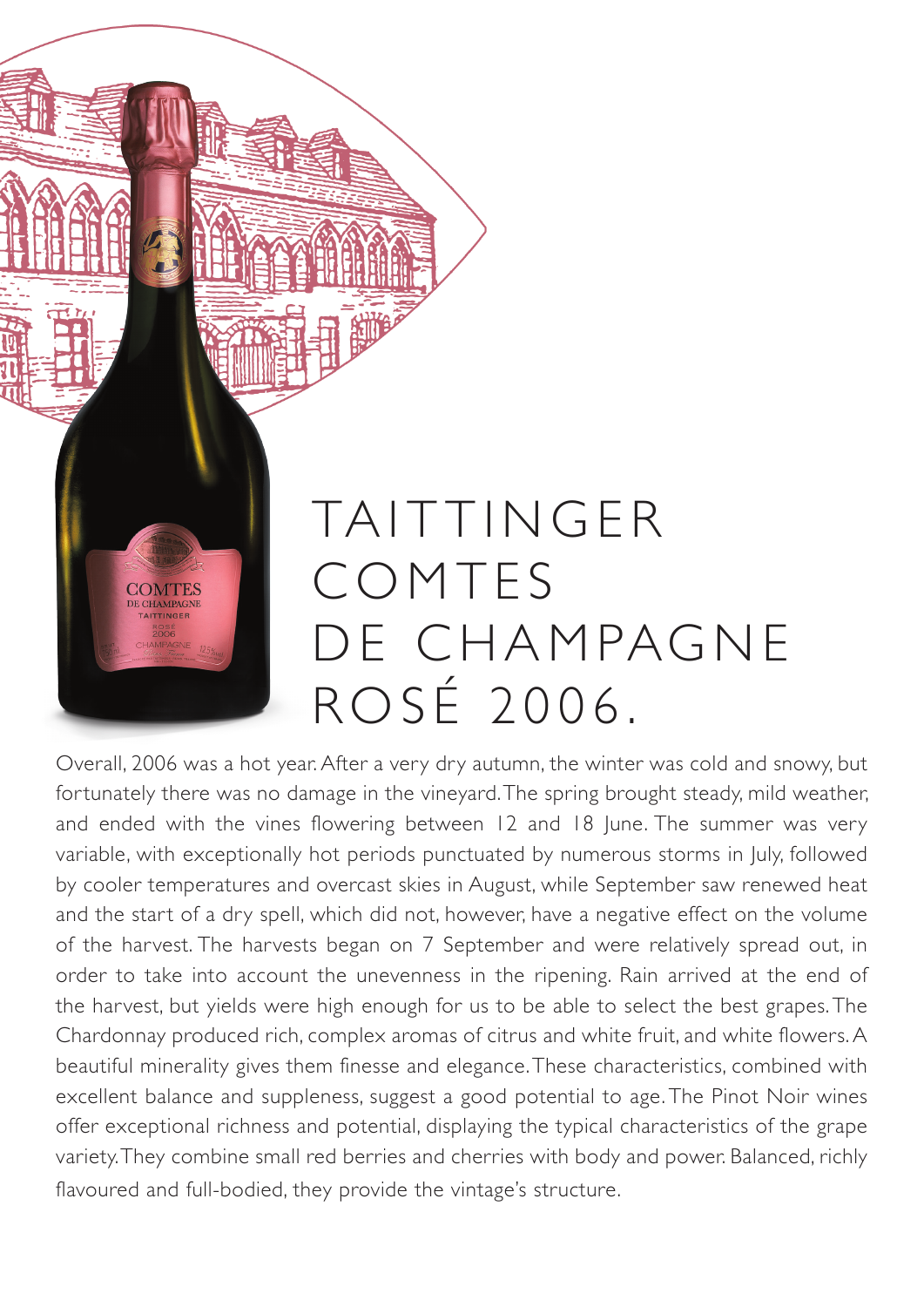# TAITTINGER COMTES DE CHAMPAGNE ROSÉ 2006.

Overall, 2006 was a hot year. After a very dry autumn, the winter was cold and snowy, but fortunately there was no damage in the vineyard. The spring brought steady, mild weather, and ended with the vines flowering between 12 and 18 June. The summer was very variable, with exceptionally hot periods punctuated by numerous storms in July, followed by cooler temperatures and overcast skies in August, while September saw renewed heat and the start of a dry spell, which did not, however, have a negative effect on the volume of the harvest. The harvests began on 7 September and were relatively spread out, in order to take into account the unevenness in the ripening. Rain arrived at the end of the harvest, but yields were high enough for us to be able to select the best grapes. The Chardonnay produced rich, complex aromas of citrus and white fruit, and white flowers. A beautiful minerality gives them finesse and elegance. These characteristics, combined with excellent balance and suppleness, suggest a good potential to age. The Pinot Noir wines offer exceptional richness and potential, displaying the typical characteristics of the grape variety. They combine small red berries and cherries with body and power. Balanced, richly flavoured and full-bodied, they provide the vintage's structure.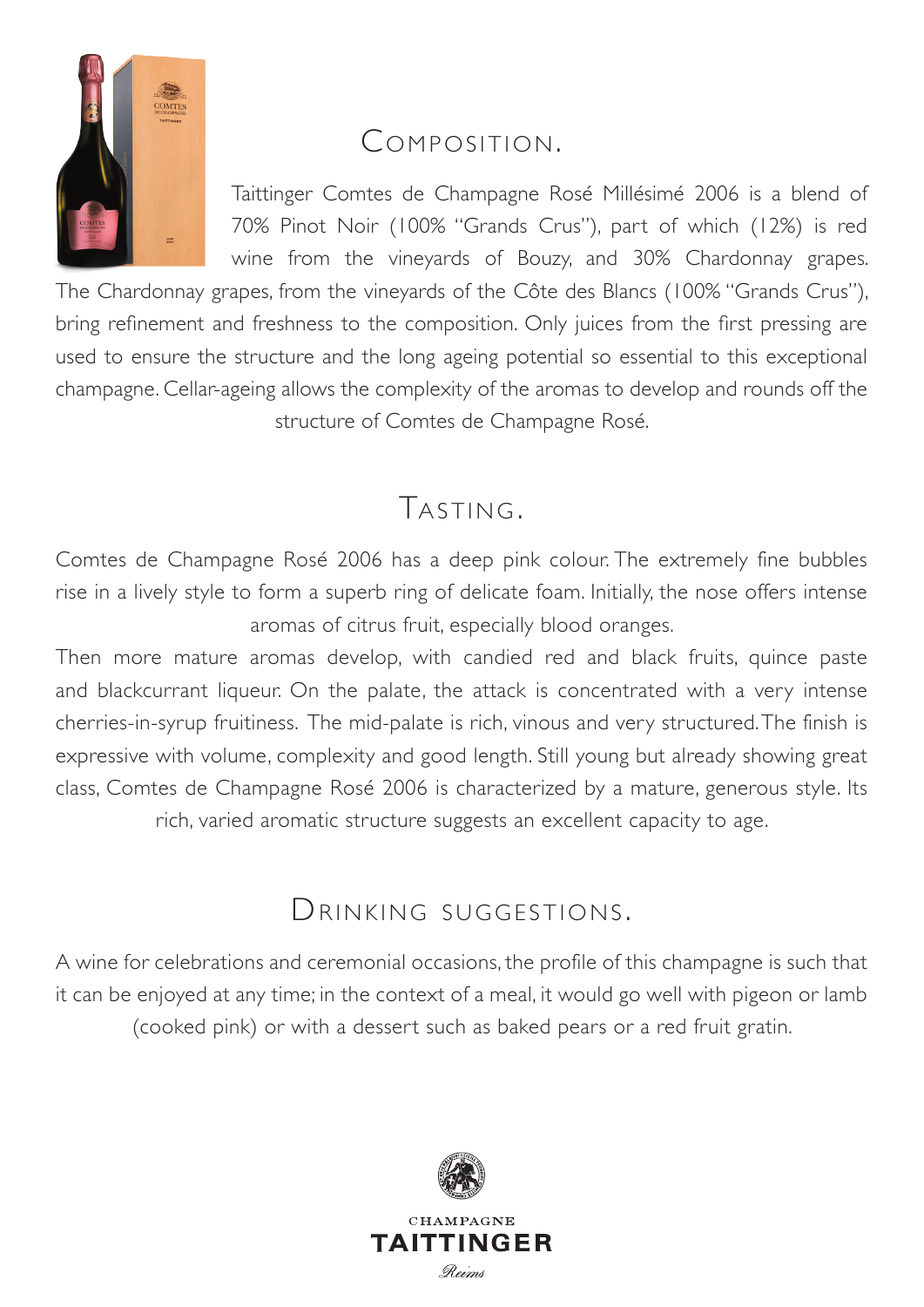## Composition.

Taittinger Comtes de Champagne Rosé Millésimé 2006 is a blend of 70% Pinot Noir (100% "Grands Crus"), part of which (12%) is red wine from the vineyards of Bouzy, and 30% Chardonnay grapes. The Chardonnay grapes, from the vineyards of the Côte des Blancs (100% "Grands Crus"), bring refinement and freshness to the composition. Only juices from the first pressing are used to ensure the structure and the long ageing potential so essential to this exceptional champagne. Cellar-ageing allows the complexity of the aromas to develop and rounds off the structure of Comtes de Champagne Rosé.

## Tasting.

Comtes de Champagne Rosé 2006 has a deep pink colour. The extremely fine bubbles rise in a lively style to form a superb ring of delicate foam. Initially, the nose offers intense aromas of citrus fruit, especially blood oranges.

Then more mature aromas develop, with candied red and black fruits, quince paste and blackcurrant liqueur. On the palate, the attack is concentrated with a very intense cherries-in-syrup fruitiness. The mid-palate is rich, vinous and very structured. The finish is expressive with volume, complexity and good length. Still young but already showing great class, Comtes de Champagne Rosé 2006 is characterized by a mature, generous style. Its rich, varied aromatic structure suggests an excellent capacity to age.

## Drinking suggestions.

A wine for celebrations and ceremonial occasions, the profile of this champagne is such that it can be enjoyed at any time; in the context of a meal, it would go well with pigeon or lamb (cooked pink) or with a dessert such as baked pears or a red fruit gratin.

CHAMPAGNE
**TAITTINGER**
*Reims*